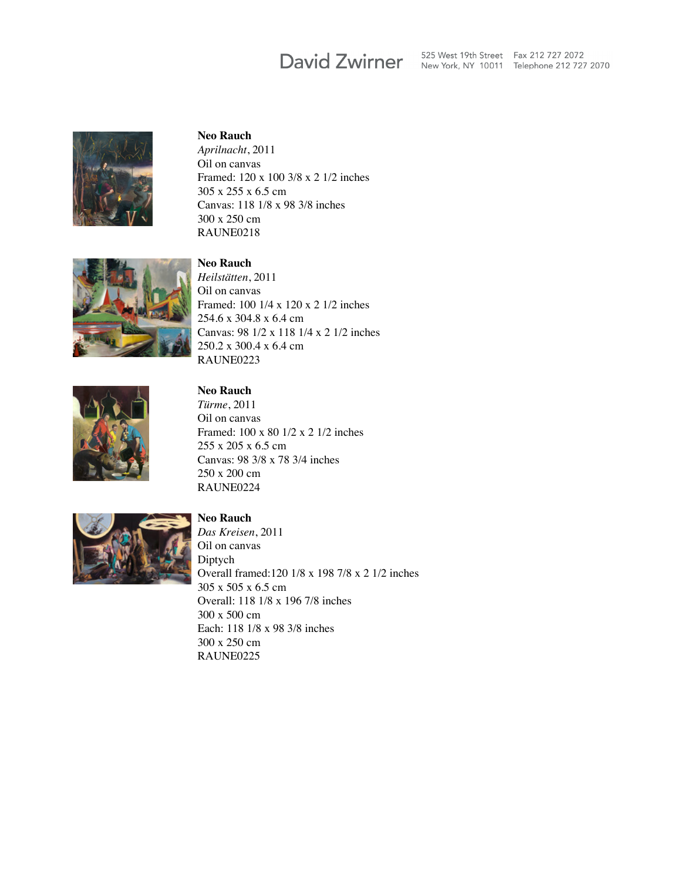David Zwirner 525 West 19th Street New York, NY 10011 Fax 212 727 2072 Telephone 212 727 2070

**Neo Rauch**
*Aprilnacht*, 2011
Oil on canvas
Framed: 120 x 100 3/8 x 2 1/2 inches
305 x 255 x 6.5 cm
Canvas: 118 1/8 x 98 3/8 inches
300 x 250 cm
RAUNE0218

**Neo Rauch**
*Heilstätten*, 2011
Oil on canvas
Framed: 100 1/4 x 120 x 2 1/2 inches
254.6 x 304.8 x 6.4 cm
Canvas: 98 1/2 x 118 1/4 x 2 1/2 inches
250.2 x 300.4 x 6.4 cm
RAUNE0223

**Neo Rauch**
*Türme*, 2011
Oil on canvas
Framed: 100 x 80 1/2 x 2 1/2 inches
255 x 205 x 6.5 cm
Canvas: 98 3/8 x 78 3/4 inches
250 x 200 cm
RAUNE0224

**Neo Rauch**
*Das Kreisen*, 2011
Oil on canvas
Diptych
Overall framed:120 1/8 x 198 7/8 x 2 1/2 inches
305 x 505 x 6.5 cm
Overall: 118 1/8 x 196 7/8 inches
300 x 500 cm
Each: 118 1/8 x 98 3/8 inches
300 x 250 cm
RAUNE0225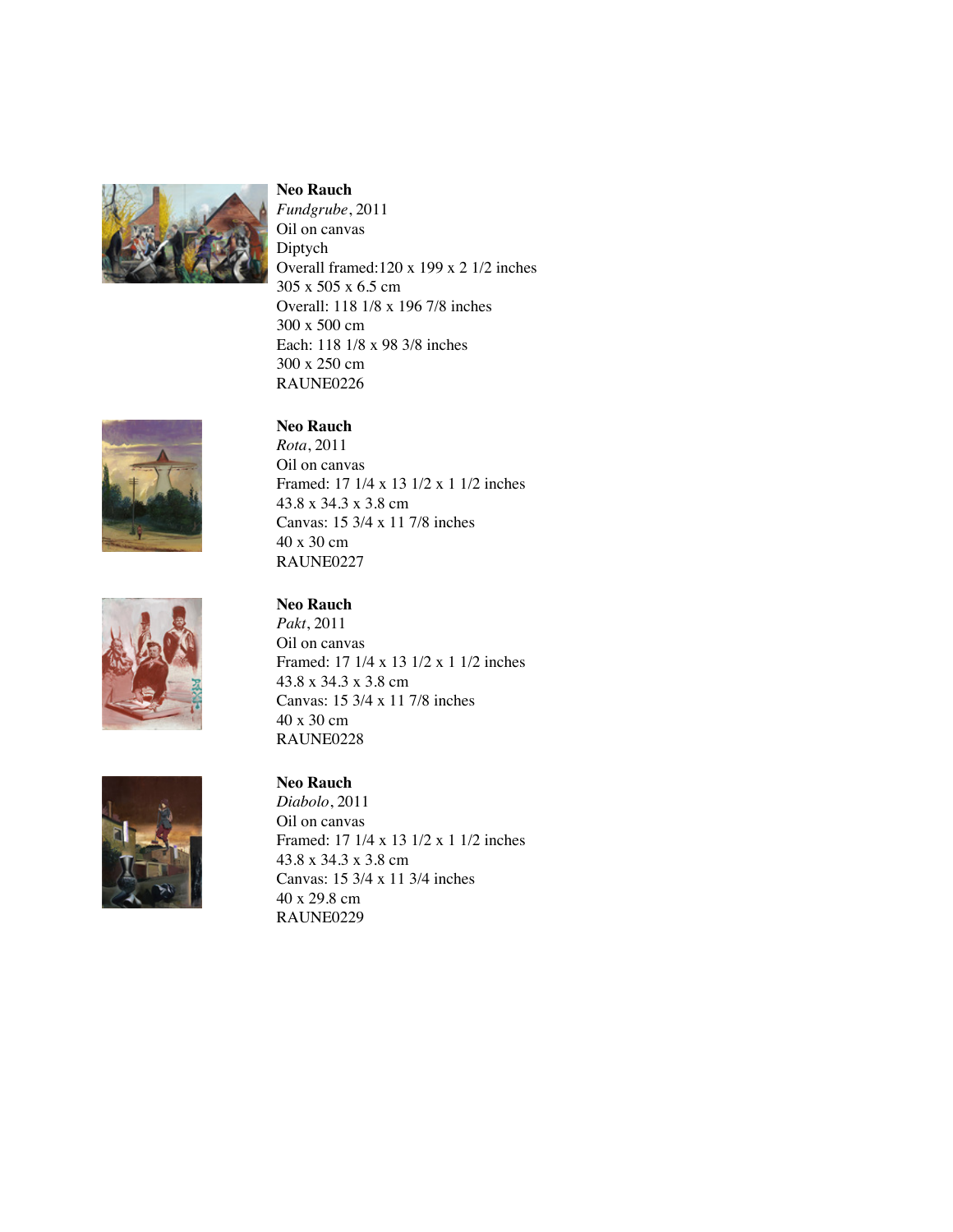**Neo Rauch**
*Fundgrube*, 2011
Oil on canvas
Diptych
Overall framed:120 x 199 x 2 1/2 inches
305 x 505 x 6.5 cm
Overall: 118 1/8 x 196 7/8 inches
300 x 500 cm
Each: 118 1/8 x 98 3/8 inches
300 x 250 cm
RAUNE0226

**Neo Rauch**
*Rota*, 2011
Oil on canvas
Framed: 17 1/4 x 13 1/2 x 1 1/2 inches
43.8 x 34.3 x 3.8 cm
Canvas: 15 3/4 x 11 7/8 inches
40 x 30 cm
RAUNE0227

**Neo Rauch**
*Pakt*, 2011
Oil on canvas
Framed: 17 1/4 x 13 1/2 x 1 1/2 inches
43.8 x 34.3 x 3.8 cm
Canvas: 15 3/4 x 11 7/8 inches
40 x 30 cm
RAUNE0228

**Neo Rauch**
*Diabolo*, 2011
Oil on canvas
Framed: 17 1/4 x 13 1/2 x 1 1/2 inches
43.8 x 34.3 x 3.8 cm
Canvas: 15 3/4 x 11 3/4 inches
40 x 29.8 cm
RAUNE0229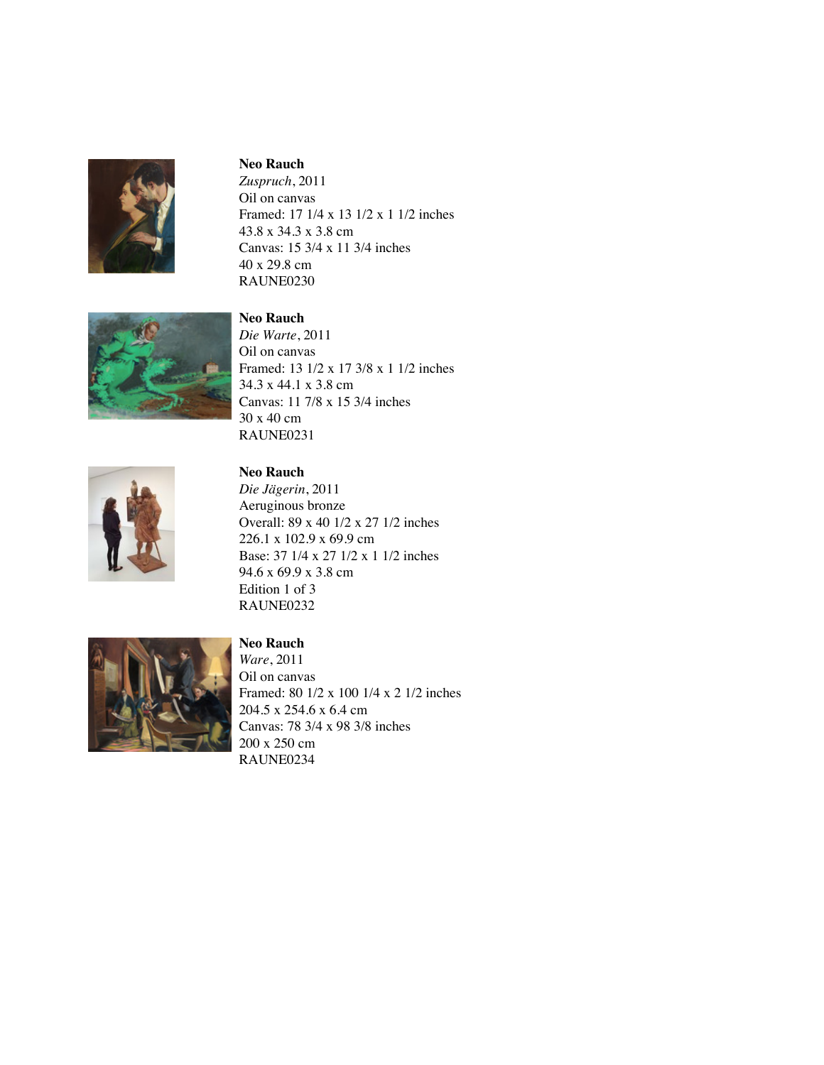**Neo Rauch**
*Zuspruch*, 2011
Oil on canvas
Framed: 17 1/4 x 13 1/2 x 1 1/2 inches
43.8 x 34.3 x 3.8 cm
Canvas: 15 3/4 x 11 3/4 inches
40 x 29.8 cm
RAUNE0230

**Neo Rauch**
*Die Warte*, 2011
Oil on canvas
Framed: 13 1/2 x 17 3/8 x 1 1/2 inches
34.3 x 44.1 x 3.8 cm
Canvas: 11 7/8 x 15 3/4 inches
30 x 40 cm
RAUNE0231

**Neo Rauch**
*Die Jägerin*, 2011
Aeruginous bronze
Overall: 89 x 40 1/2 x 27 1/2 inches
226.1 x 102.9 x 69.9 cm
Base: 37 1/4 x 27 1/2 x 1 1/2 inches
94.6 x 69.9 x 3.8 cm
Edition 1 of 3
RAUNE0232

**Neo Rauch**
*Ware*, 2011
Oil on canvas
Framed: 80 1/2 x 100 1/4 x 2 1/2 inches
204.5 x 254.6 x 6.4 cm
Canvas: 78 3/4 x 98 3/8 inches
200 x 250 cm
RAUNE0234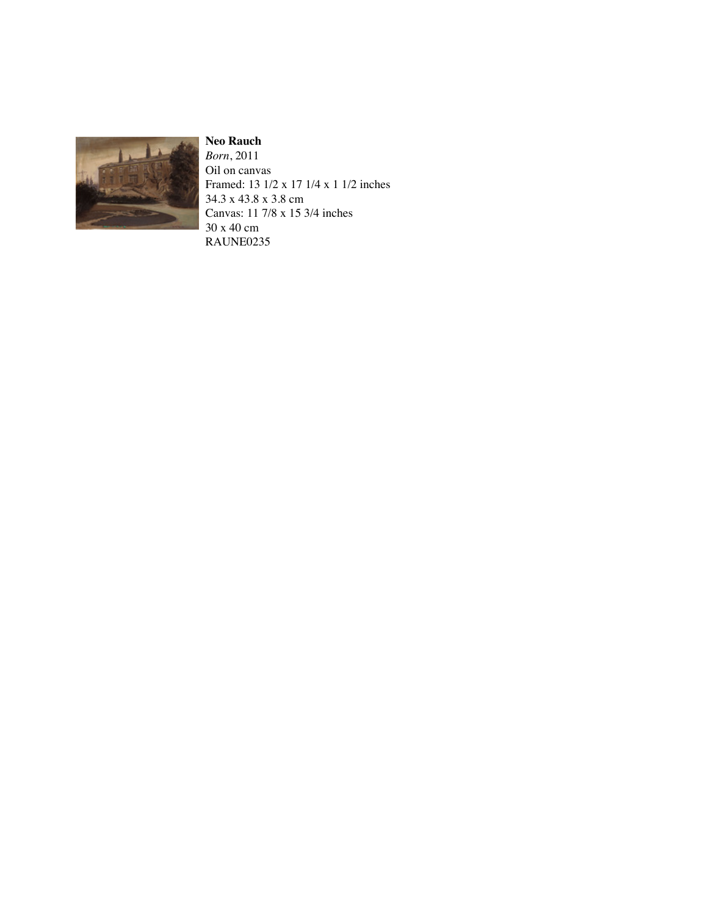**Neo Rauch**
*Born*, 2011
Oil on canvas
Framed: 13 1/2 x 17 1/4 x 1 1/2 inches
34.3 x 43.8 x 3.8 cm
Canvas: 11 7/8 x 15 3/4 inches
30 x 40 cm
RAUNE0235